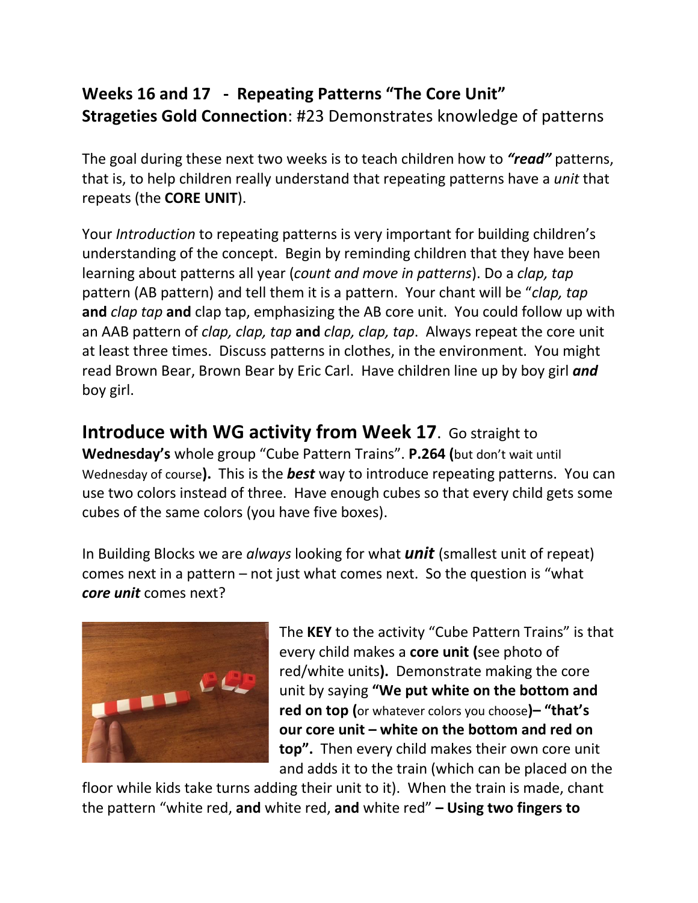## Weeks 16 and 17 - Repeating Patterns "The Core Unit"
**Strageties Gold Connection**: #23 Demonstrates knowledge of patterns

The goal during these next two weeks is to teach children how to ***"read"*** patterns, that is, to help children really understand that repeating patterns have a *unit* that repeats (the **CORE UNIT**).

Your *Introduction* to repeating patterns is very important for building children's understanding of the concept. Begin by reminding children that they have been learning about patterns all year (*count and move in patterns*). Do a *clap, tap* pattern (AB pattern) and tell them it is a pattern. Your chant will be "*clap, tap* **and** *clap tap* **and** clap tap, emphasizing the AB core unit. You could follow up with an AAB pattern of *clap, clap, tap* **and** *clap, clap, tap*. Always repeat the core unit at least three times. Discuss patterns in clothes, in the environment. You might read Brown Bear, Brown Bear by Eric Carl. Have children line up by boy girl ***and*** boy girl.

## Introduce with WG activity from Week 17.

Go straight to **Wednesday's** whole group "Cube Pattern Trains". **P.264 (**but don't wait until Wednesday of course**).** This is the ***best*** way to introduce repeating patterns. You can use two colors instead of three. Have enough cubes so that every child gets some cubes of the same colors (you have five boxes).

In Building Blocks we are *always* looking for what ***unit*** (smallest unit of repeat) comes next in a pattern – not just what comes next. So the question is "what ***core unit*** comes next?

The **KEY** to the activity "Cube Pattern Trains" is that every child makes a **core unit (**see photo of red/white units**).** Demonstrate making the core unit by saying **"We put white on the bottom and red on top (**or whatever colors you choose**)– "that's our core unit – white on the bottom and red on top".** Then every child makes their own core unit and adds it to the train (which can be placed on the floor while kids take turns adding their unit to it). When the train is made, chant the pattern "white red, **and** white red, **and** white red" **– Using two fingers to**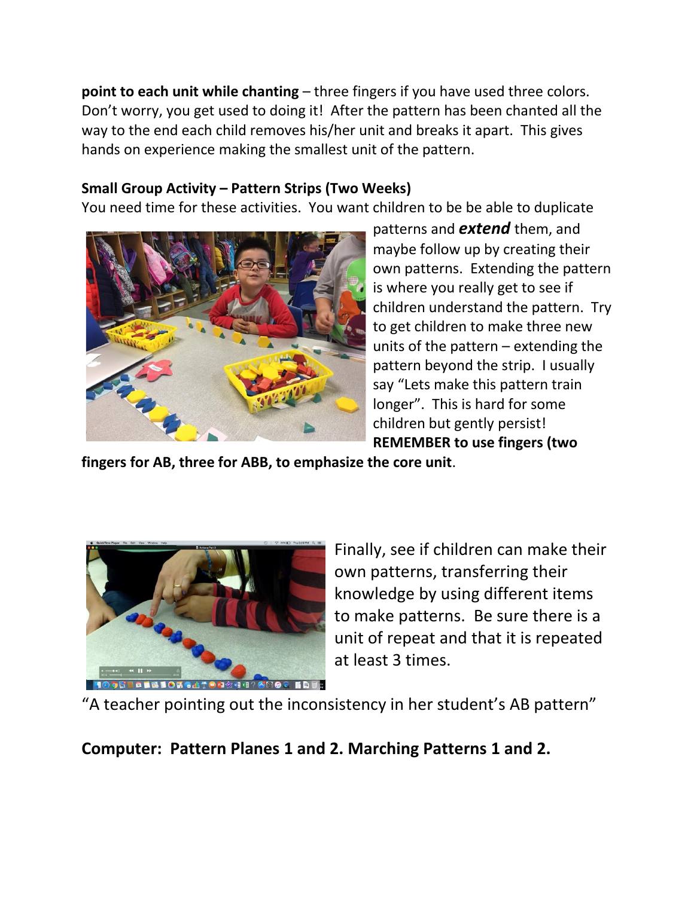**point to each unit while chanting** – three fingers if you have used three colors. Don't worry, you get used to doing it! After the pattern has been chanted all the way to the end each child removes his/her unit and breaks it apart. This gives hands on experience making the smallest unit of the pattern.

**Small Group Activity – Pattern Strips (Two Weeks)**

You need time for these activities. You want children to be be able to duplicate patterns and ***extend*** them, and maybe follow up by creating their own patterns. Extending the pattern is where you really get to see if children understand the pattern. Try to get children to make three new units of the pattern – extending the pattern beyond the strip. I usually say "Lets make this pattern train longer". This is hard for some children but gently persist! **REMEMBER to use fingers (two fingers for AB, three for ABB, to emphasize the core unit**.

Finally, see if children can make their own patterns, transferring their knowledge by using different items to make patterns. Be sure there is a unit of repeat and that it is repeated at least 3 times.

"A teacher pointing out the inconsistency in her student's AB pattern"

**Computer: Pattern Planes 1 and 2. Marching Patterns 1 and 2.**